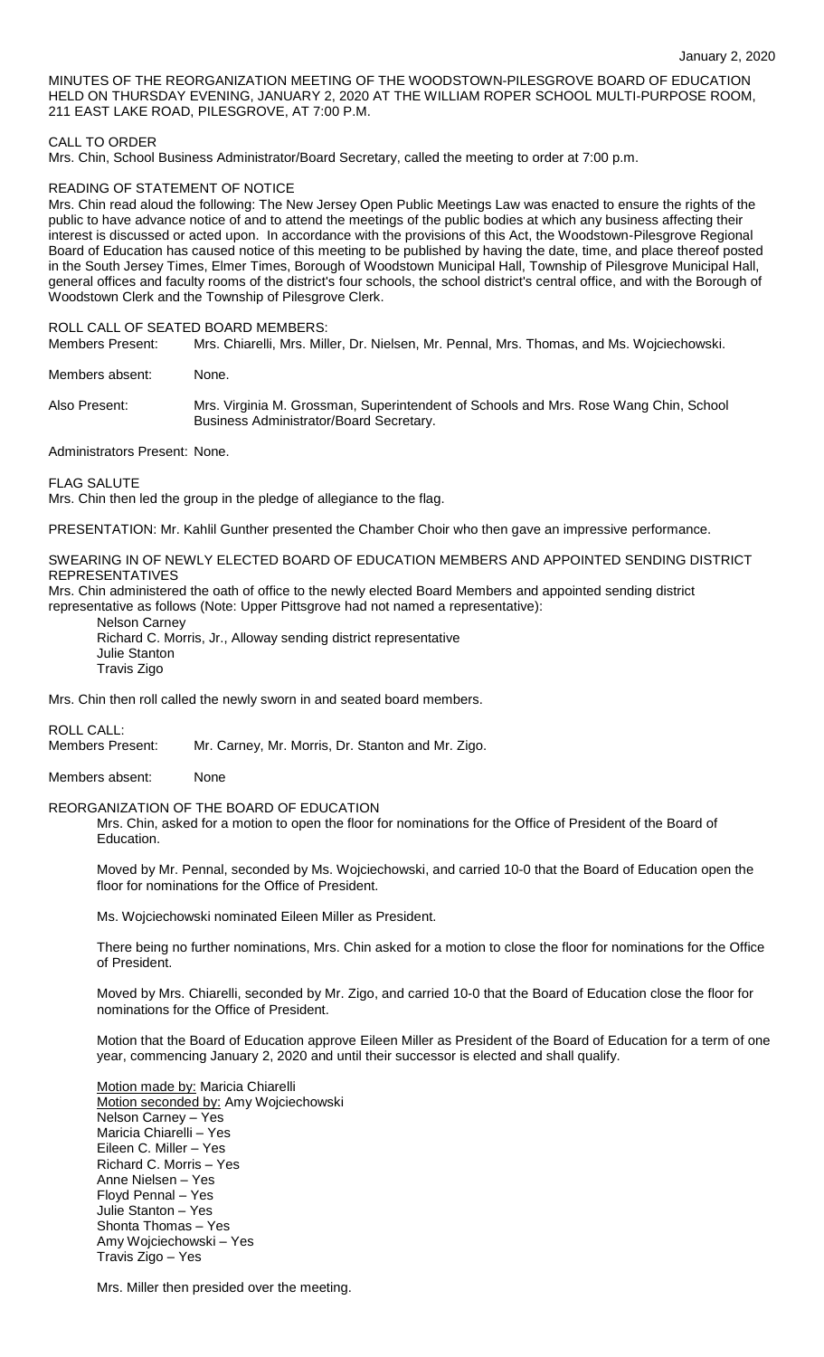January 2, 2020

MINUTES OF THE REORGANIZATION MEETING OF THE WOODSTOWN-PILESGROVE BOARD OF EDUCATION HELD ON THURSDAY EVENING, JANUARY 2, 2020 AT THE WILLIAM ROPER SCHOOL MULTI-PURPOSE ROOM, 211 EAST LAKE ROAD, PILESGROVE, AT 7:00 P.M.

CALL TO ORDER

Mrs. Chin, School Business Administrator/Board Secretary, called the meeting to order at 7:00 p.m.

READING OF STATEMENT OF NOTICE

Mrs. Chin read aloud the following: The New Jersey Open Public Meetings Law was enacted to ensure the rights of the public to have advance notice of and to attend the meetings of the public bodies at which any business affecting their interest is discussed or acted upon. In accordance with the provisions of this Act, the Woodstown-Pilesgrove Regional Board of Education has caused notice of this meeting to be published by having the date, time, and place thereof posted in the South Jersey Times, Elmer Times, Borough of Woodstown Municipal Hall, Township of Pilesgrove Municipal Hall, general offices and faculty rooms of the district's four schools, the school district's central office, and with the Borough of Woodstown Clerk and the Township of Pilesgrove Clerk.

ROLL CALL OF SEATED BOARD MEMBERS:

Members Present: Mrs. Chiarelli, Mrs. Miller, Dr. Nielsen, Mr. Pennal, Mrs. Thomas, and Ms. Wojciechowski.

Members absent: None.

Also Present: Mrs. Virginia M. Grossman, Superintendent of Schools and Mrs. Rose Wang Chin, School Business Administrator/Board Secretary.

Administrators Present: None.

FLAG SALUTE

Mrs. Chin then led the group in the pledge of allegiance to the flag.

PRESENTATION: Mr. Kahlil Gunther presented the Chamber Choir who then gave an impressive performance.

SWEARING IN OF NEWLY ELECTED BOARD OF EDUCATION MEMBERS AND APPOINTED SENDING DISTRICT REPRESENTATIVES

Mrs. Chin administered the oath of office to the newly elected Board Members and appointed sending district representative as follows (Note: Upper Pittsgrove had not named a representative):

Nelson Carney
Richard C. Morris, Jr., Alloway sending district representative
Julie Stanton
Travis Zigo

Mrs. Chin then roll called the newly sworn in and seated board members.

ROLL CALL:

Members Present: Mr. Carney, Mr. Morris, Dr. Stanton and Mr. Zigo.

Members absent: None

REORGANIZATION OF THE BOARD OF EDUCATION

Mrs. Chin, asked for a motion to open the floor for nominations for the Office of President of the Board of Education.

Moved by Mr. Pennal, seconded by Ms. Wojciechowski, and carried 10-0 that the Board of Education open the floor for nominations for the Office of President.

Ms. Wojciechowski nominated Eileen Miller as President.

There being no further nominations, Mrs. Chin asked for a motion to close the floor for nominations for the Office of President.

Moved by Mrs. Chiarelli, seconded by Mr. Zigo, and carried 10-0 that the Board of Education close the floor for nominations for the Office of President.

Motion that the Board of Education approve Eileen Miller as President of the Board of Education for a term of one year, commencing January 2, 2020 and until their successor is elected and shall qualify.

Motion made by: Maricia Chiarelli
Motion seconded by: Amy Wojciechowski
Nelson Carney – Yes
Maricia Chiarelli – Yes
Eileen C. Miller – Yes
Richard C. Morris – Yes
Anne Nielsen – Yes
Floyd Pennal – Yes
Julie Stanton – Yes
Shonta Thomas – Yes
Amy Wojciechowski – Yes
Travis Zigo – Yes

Mrs. Miller then presided over the meeting.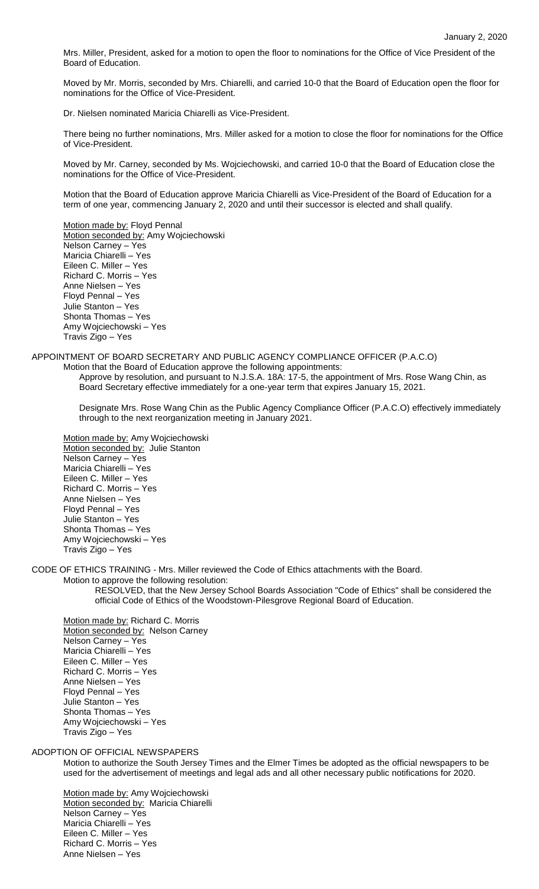Mrs. Miller, President, asked for a motion to open the floor to nominations for the Office of Vice President of the Board of Education.

Moved by Mr. Morris, seconded by Mrs. Chiarelli, and carried 10-0 that the Board of Education open the floor for nominations for the Office of Vice-President.

Dr. Nielsen nominated Maricia Chiarelli as Vice-President.

There being no further nominations, Mrs. Miller asked for a motion to close the floor for nominations for the Office of Vice-President.

Moved by Mr. Carney, seconded by Ms. Wojciechowski, and carried 10-0 that the Board of Education close the nominations for the Office of Vice-President.

Motion that the Board of Education approve Maricia Chiarelli as Vice-President of the Board of Education for a term of one year, commencing January 2, 2020 and until their successor is elected and shall qualify.

Motion made by: Floyd Pennal
Motion seconded by: Amy Wojciechowski
Nelson Carney – Yes
Maricia Chiarelli – Yes
Eileen C. Miller – Yes
Richard C. Morris – Yes
Anne Nielsen – Yes
Floyd Pennal – Yes
Julie Stanton – Yes
Shonta Thomas – Yes
Amy Wojciechowski – Yes
Travis Zigo – Yes

APPOINTMENT OF BOARD SECRETARY AND PUBLIC AGENCY COMPLIANCE OFFICER (P.A.C.O)

Motion that the Board of Education approve the following appointments:

Approve by resolution, and pursuant to N.J.S.A. 18A: 17-5, the appointment of Mrs. Rose Wang Chin, as Board Secretary effective immediately for a one-year term that expires January 15, 2021.

Designate Mrs. Rose Wang Chin as the Public Agency Compliance Officer (P.A.C.O) effectively immediately through to the next reorganization meeting in January 2021.

Motion made by: Amy Wojciechowski
Motion seconded by: Julie Stanton
Nelson Carney – Yes
Maricia Chiarelli – Yes
Eileen C. Miller – Yes
Richard C. Morris – Yes
Anne Nielsen – Yes
Floyd Pennal – Yes
Julie Stanton – Yes
Shonta Thomas – Yes
Amy Wojciechowski – Yes
Travis Zigo – Yes

CODE OF ETHICS TRAINING - Mrs. Miller reviewed the Code of Ethics attachments with the Board.

Motion to approve the following resolution:

RESOLVED, that the New Jersey School Boards Association "Code of Ethics" shall be considered the official Code of Ethics of the Woodstown-Pilesgrove Regional Board of Education.

Motion made by: Richard C. Morris
Motion seconded by: Nelson Carney
Nelson Carney – Yes
Maricia Chiarelli – Yes
Eileen C. Miller – Yes
Richard C. Morris – Yes
Anne Nielsen – Yes
Floyd Pennal – Yes
Julie Stanton – Yes
Shonta Thomas – Yes
Amy Wojciechowski – Yes
Travis Zigo – Yes

ADOPTION OF OFFICIAL NEWSPAPERS

Motion to authorize the South Jersey Times and the Elmer Times be adopted as the official newspapers to be used for the advertisement of meetings and legal ads and all other necessary public notifications for 2020.

Motion made by: Amy Wojciechowski
Motion seconded by: Maricia Chiarelli
Nelson Carney – Yes
Maricia Chiarelli – Yes
Eileen C. Miller – Yes
Richard C. Morris – Yes
Anne Nielsen – Yes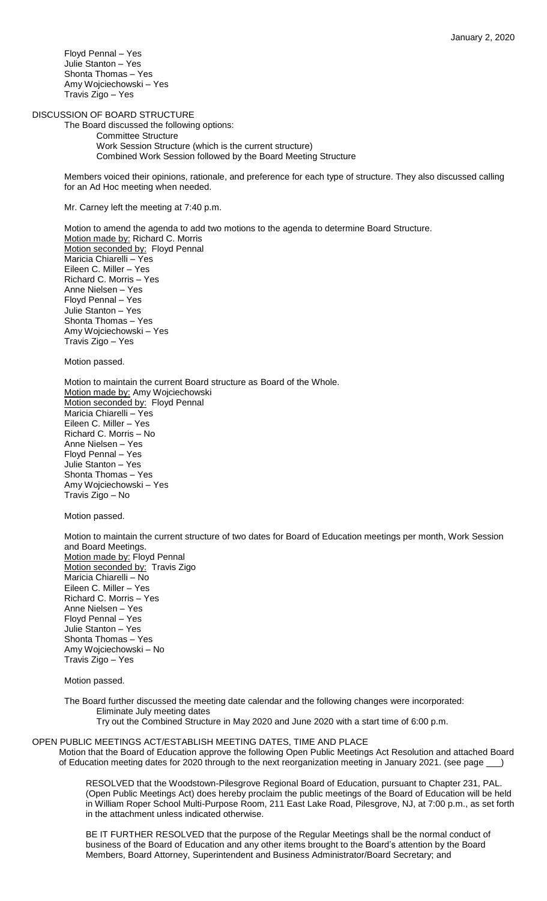Floyd Pennal – Yes
Julie Stanton – Yes
Shonta Thomas – Yes
Amy Wojciechowski – Yes
Travis Zigo – Yes

DISCUSSION OF BOARD STRUCTURE

The Board discussed the following options:

Committee Structure
Work Session Structure (which is the current structure)
Combined Work Session followed by the Board Meeting Structure

Members voiced their opinions, rationale, and preference for each type of structure. They also discussed calling for an Ad Hoc meeting when needed.

Mr. Carney left the meeting at 7:40 p.m.

Motion to amend the agenda to add two motions to the agenda to determine Board Structure.
Motion made by: Richard C. Morris
Motion seconded by: Floyd Pennal
Maricia Chiarelli – Yes
Eileen C. Miller – Yes
Richard C. Morris – Yes
Anne Nielsen – Yes
Floyd Pennal – Yes
Julie Stanton – Yes
Shonta Thomas – Yes
Amy Wojciechowski – Yes
Travis Zigo – Yes

Motion passed.

Motion to maintain the current Board structure as Board of the Whole.
Motion made by: Amy Wojciechowski
Motion seconded by: Floyd Pennal
Maricia Chiarelli – Yes
Eileen C. Miller – Yes
Richard C. Morris – No
Anne Nielsen – Yes
Floyd Pennal – Yes
Julie Stanton – Yes
Shonta Thomas – Yes
Amy Wojciechowski – Yes
Travis Zigo – No

Motion passed.

Motion to maintain the current structure of two dates for Board of Education meetings per month, Work Session and Board Meetings.
Motion made by: Floyd Pennal
Motion seconded by: Travis Zigo
Maricia Chiarelli – No
Eileen C. Miller – Yes
Richard C. Morris – Yes
Anne Nielsen – Yes
Floyd Pennal – Yes
Julie Stanton – Yes
Shonta Thomas – Yes
Amy Wojciechowski – No
Travis Zigo – Yes

Motion passed.

The Board further discussed the meeting date calendar and the following changes were incorporated:

Eliminate July meeting dates
Try out the Combined Structure in May 2020 and June 2020 with a start time of 6:00 p.m.

OPEN PUBLIC MEETINGS ACT/ESTABLISH MEETING DATES, TIME AND PLACE

Motion that the Board of Education approve the following Open Public Meetings Act Resolution and attached Board of Education meeting dates for 2020 through to the next reorganization meeting in January 2021. (see page ___)

RESOLVED that the Woodstown-Pilesgrove Regional Board of Education, pursuant to Chapter 231, PAL. (Open Public Meetings Act) does hereby proclaim the public meetings of the Board of Education will be held in William Roper School Multi-Purpose Room, 211 East Lake Road, Pilesgrove, NJ, at 7:00 p.m., as set forth in the attachment unless indicated otherwise.

BE IT FURTHER RESOLVED that the purpose of the Regular Meetings shall be the normal conduct of business of the Board of Education and any other items brought to the Board's attention by the Board Members, Board Attorney, Superintendent and Business Administrator/Board Secretary; and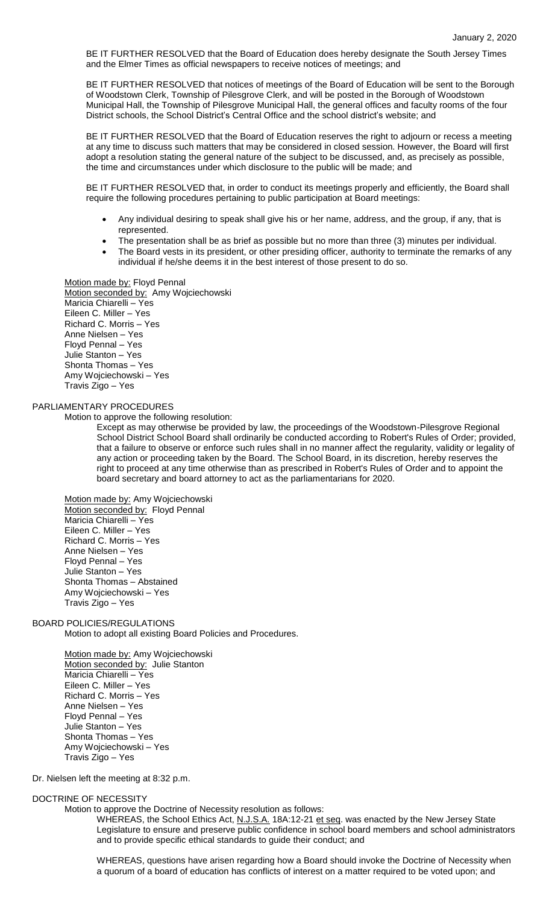BE IT FURTHER RESOLVED that the Board of Education does hereby designate the South Jersey Times and the Elmer Times as official newspapers to receive notices of meetings; and

BE IT FURTHER RESOLVED that notices of meetings of the Board of Education will be sent to the Borough of Woodstown Clerk, Township of Pilesgrove Clerk, and will be posted in the Borough of Woodstown Municipal Hall, the Township of Pilesgrove Municipal Hall, the general offices and faculty rooms of the four District schools, the School District's Central Office and the school district's website; and

BE IT FURTHER RESOLVED that the Board of Education reserves the right to adjourn or recess a meeting at any time to discuss such matters that may be considered in closed session. However, the Board will first adopt a resolution stating the general nature of the subject to be discussed, and, as precisely as possible, the time and circumstances under which disclosure to the public will be made; and

BE IT FURTHER RESOLVED that, in order to conduct its meetings properly and efficiently, the Board shall require the following procedures pertaining to public participation at Board meetings:

- Any individual desiring to speak shall give his or her name, address, and the group, if any, that is represented.
- The presentation shall be as brief as possible but no more than three (3) minutes per individual.
- The Board vests in its president, or other presiding officer, authority to terminate the remarks of any individual if he/she deems it in the best interest of those present to do so.

Motion made by: Floyd Pennal
Motion seconded by: Amy Wojciechowski
Maricia Chiarelli – Yes
Eileen C. Miller – Yes
Richard C. Morris – Yes
Anne Nielsen – Yes
Floyd Pennal – Yes
Julie Stanton – Yes
Shonta Thomas – Yes
Amy Wojciechowski – Yes
Travis Zigo – Yes

PARLIAMENTARY PROCEDURES

Motion to approve the following resolution:

Except as may otherwise be provided by law, the proceedings of the Woodstown-Pilesgrove Regional School District School Board shall ordinarily be conducted according to Robert's Rules of Order; provided, that a failure to observe or enforce such rules shall in no manner affect the regularity, validity or legality of any action or proceeding taken by the Board. The School Board, in its discretion, hereby reserves the right to proceed at any time otherwise than as prescribed in Robert's Rules of Order and to appoint the board secretary and board attorney to act as the parliamentarians for 2020.

Motion made by: Amy Wojciechowski
Motion seconded by: Floyd Pennal
Maricia Chiarelli – Yes
Eileen C. Miller – Yes
Richard C. Morris – Yes
Anne Nielsen – Yes
Floyd Pennal – Yes
Julie Stanton – Yes
Shonta Thomas – Abstained
Amy Wojciechowski – Yes
Travis Zigo – Yes

BOARD POLICIES/REGULATIONS

Motion to adopt all existing Board Policies and Procedures.

Motion made by: Amy Wojciechowski
Motion seconded by: Julie Stanton
Maricia Chiarelli – Yes
Eileen C. Miller – Yes
Richard C. Morris – Yes
Anne Nielsen – Yes
Floyd Pennal – Yes
Julie Stanton – Yes
Shonta Thomas – Yes
Amy Wojciechowski – Yes
Travis Zigo – Yes

Dr. Nielsen left the meeting at 8:32 p.m.

DOCTRINE OF NECESSITY

Motion to approve the Doctrine of Necessity resolution as follows:

WHEREAS, the School Ethics Act, N.J.S.A. 18A:12-21 et seq. was enacted by the New Jersey State Legislature to ensure and preserve public confidence in school board members and school administrators and to provide specific ethical standards to guide their conduct; and

WHEREAS, questions have arisen regarding how a Board should invoke the Doctrine of Necessity when a quorum of a board of education has conflicts of interest on a matter required to be voted upon; and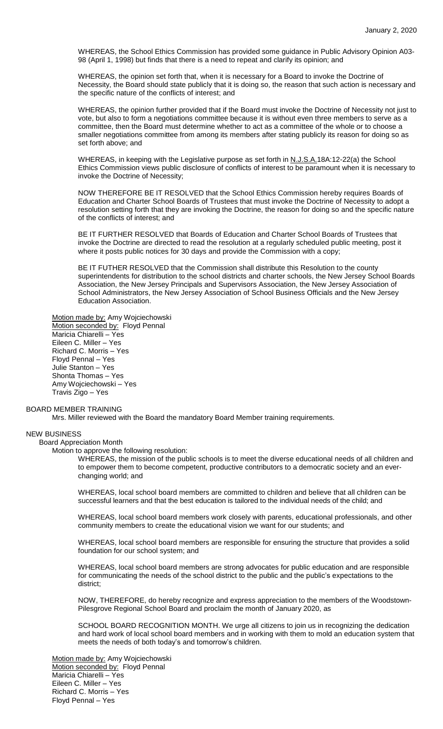WHEREAS, the School Ethics Commission has provided some guidance in Public Advisory Opinion A03-98 (April 1, 1998) but finds that there is a need to repeat and clarify its opinion; and

WHEREAS, the opinion set forth that, when it is necessary for a Board to invoke the Doctrine of Necessity, the Board should state publicly that it is doing so, the reason that such action is necessary and the specific nature of the conflicts of interest; and

WHEREAS, the opinion further provided that if the Board must invoke the Doctrine of Necessity not just to vote, but also to form a negotiations committee because it is without even three members to serve as a committee, then the Board must determine whether to act as a committee of the whole or to choose a smaller negotiations committee from among its members after stating publicly its reason for doing so as set forth above; and

WHEREAS, in keeping with the Legislative purpose as set forth in N.J.S.A.18A:12-22(a) the School Ethics Commission views public disclosure of conflicts of interest to be paramount when it is necessary to invoke the Doctrine of Necessity;

NOW THEREFORE BE IT RESOLVED that the School Ethics Commission hereby requires Boards of Education and Charter School Boards of Trustees that must invoke the Doctrine of Necessity to adopt a resolution setting forth that they are invoking the Doctrine, the reason for doing so and the specific nature of the conflicts of interest; and

BE IT FURTHER RESOLVED that Boards of Education and Charter School Boards of Trustees that invoke the Doctrine are directed to read the resolution at a regularly scheduled public meeting, post it where it posts public notices for 30 days and provide the Commission with a copy;

BE IT FUTHER RESOLVED that the Commission shall distribute this Resolution to the county superintendents for distribution to the school districts and charter schools, the New Jersey School Boards Association, the New Jersey Principals and Supervisors Association, the New Jersey Association of School Administrators, the New Jersey Association of School Business Officials and the New Jersey Education Association.

Motion made by: Amy Wojciechowski
Motion seconded by: Floyd Pennal
Maricia Chiarelli – Yes
Eileen C. Miller – Yes
Richard C. Morris – Yes
Floyd Pennal – Yes
Julie Stanton – Yes
Shonta Thomas – Yes
Amy Wojciechowski – Yes
Travis Zigo – Yes

BOARD MEMBER TRAINING

Mrs. Miller reviewed with the Board the mandatory Board Member training requirements.

NEW BUSINESS

Board Appreciation Month

Motion to approve the following resolution:

WHEREAS, the mission of the public schools is to meet the diverse educational needs of all children and to empower them to become competent, productive contributors to a democratic society and an ever-changing world; and

WHEREAS, local school board members are committed to children and believe that all children can be successful learners and that the best education is tailored to the individual needs of the child; and

WHEREAS, local school board members work closely with parents, educational professionals, and other community members to create the educational vision we want for our students; and

WHEREAS, local school board members are responsible for ensuring the structure that provides a solid foundation for our school system; and

WHEREAS, local school board members are strong advocates for public education and are responsible for communicating the needs of the school district to the public and the public's expectations to the district;

NOW, THEREFORE, do hereby recognize and express appreciation to the members of the Woodstown-Pilesgrove Regional School Board and proclaim the month of January 2020, as

SCHOOL BOARD RECOGNITION MONTH. We urge all citizens to join us in recognizing the dedication and hard work of local school board members and in working with them to mold an education system that meets the needs of both today's and tomorrow's children.

Motion made by: Amy Wojciechowski
Motion seconded by: Floyd Pennal
Maricia Chiarelli – Yes
Eileen C. Miller – Yes
Richard C. Morris – Yes
Floyd Pennal – Yes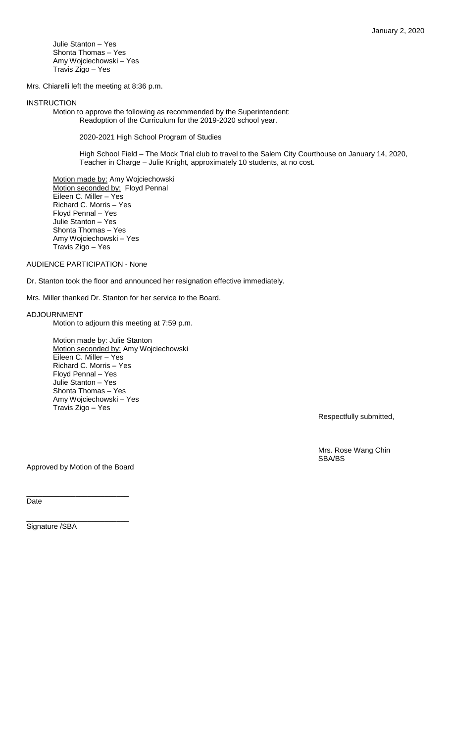Julie Stanton – Yes
Shonta Thomas – Yes
Amy Wojciechowski – Yes
Travis Zigo – Yes

Mrs. Chiarelli left the meeting at 8:36 p.m.

INSTRUCTION

Motion to approve the following as recommended by the Superintendent:

Readoption of the Curriculum for the 2019-2020 school year.

2020-2021 High School Program of Studies

High School Field – The Mock Trial club to travel to the Salem City Courthouse on January 14, 2020, Teacher in Charge – Julie Knight, approximately 10 students, at no cost.

Motion made by: Amy Wojciechowski
Motion seconded by: Floyd Pennal
Eileen C. Miller – Yes
Richard C. Morris – Yes
Floyd Pennal – Yes
Julie Stanton – Yes
Shonta Thomas – Yes
Amy Wojciechowski – Yes
Travis Zigo – Yes

AUDIENCE PARTICIPATION - None

Dr. Stanton took the floor and announced her resignation effective immediately.

Mrs. Miller thanked Dr. Stanton for her service to the Board.

ADJOURNMENT

Motion to adjourn this meeting at 7:59 p.m.

Motion made by: Julie Stanton
Motion seconded by: Amy Wojciechowski
Eileen C. Miller – Yes
Richard C. Morris – Yes
Floyd Pennal – Yes
Julie Stanton – Yes
Shonta Thomas – Yes
Amy Wojciechowski – Yes
Travis Zigo – Yes

Respectfully submitted,

Mrs. Rose Wang Chin
SBA/BS

Approved by Motion of the Board

_________________________
Date

_________________________
Signature /SBA